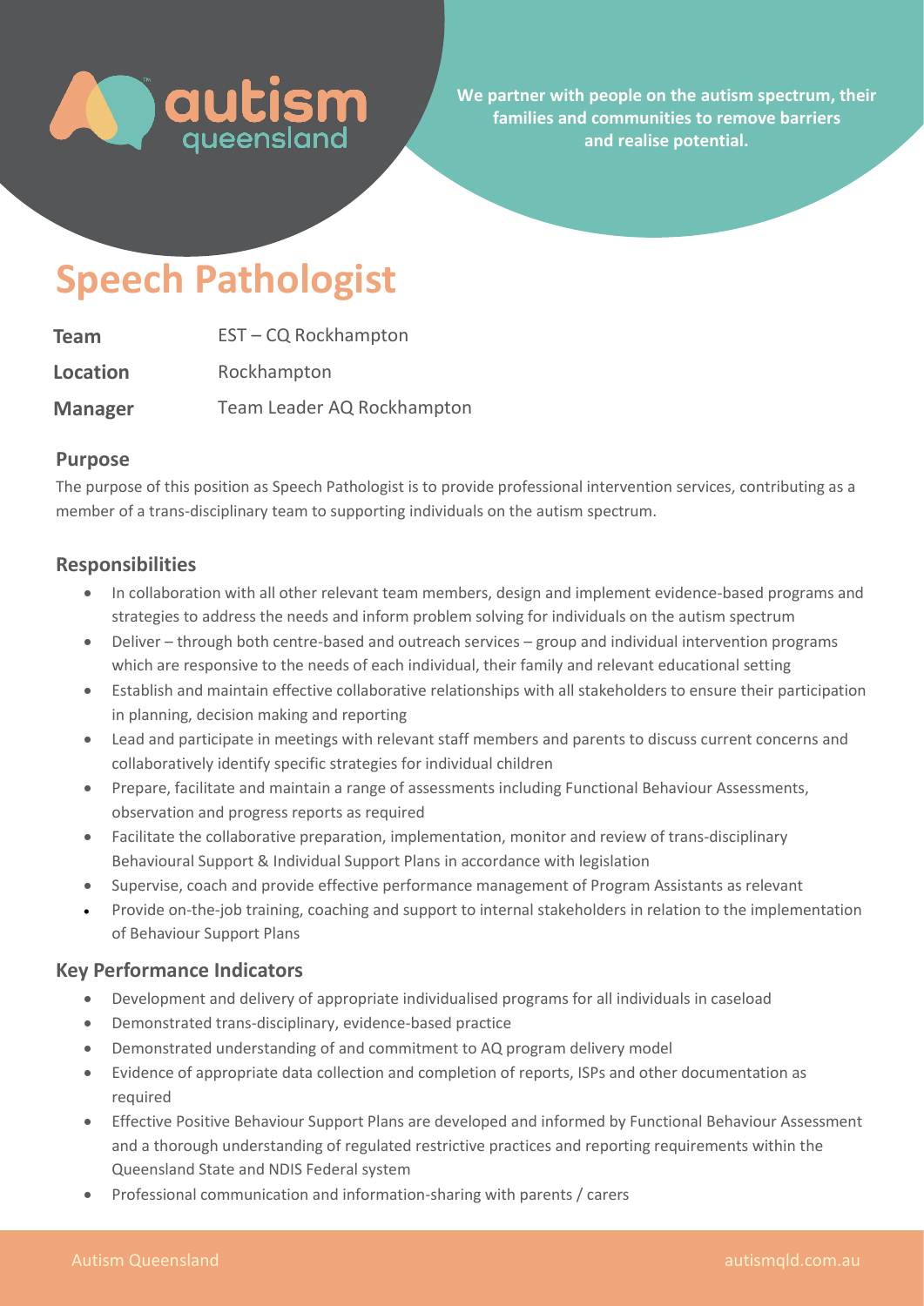autism queensland

We partner with people on the autism spectrum, their families and communities to remove barriers and realise potential.

# Speech Pathologist

| | |
|---|---|
| **Team** | EST – CQ Rockhampton |
| **Location** | Rockhampton |
| **Manager** | Team Leader AQ Rockhampton |

## Purpose

The purpose of this position as Speech Pathologist is to provide professional intervention services, contributing as a member of a trans-disciplinary team to supporting individuals on the autism spectrum.

## Responsibilities

- In collaboration with all other relevant team members, design and implement evidence-based programs and strategies to address the needs and inform problem solving for individuals on the autism spectrum
- Deliver – through both centre-based and outreach services – group and individual intervention programs which are responsive to the needs of each individual, their family and relevant educational setting
- Establish and maintain effective collaborative relationships with all stakeholders to ensure their participation in planning, decision making and reporting
- Lead and participate in meetings with relevant staff members and parents to discuss current concerns and collaboratively identify specific strategies for individual children
- Prepare, facilitate and maintain a range of assessments including Functional Behaviour Assessments, observation and progress reports as required
- Facilitate the collaborative preparation, implementation, monitor and review of trans-disciplinary Behavioural Support & Individual Support Plans in accordance with legislation
- Supervise, coach and provide effective performance management of Program Assistants as relevant
- Provide on-the-job training, coaching and support to internal stakeholders in relation to the implementation of Behaviour Support Plans

## Key Performance Indicators

- Development and delivery of appropriate individualised programs for all individuals in caseload
- Demonstrated trans-disciplinary, evidence-based practice
- Demonstrated understanding of and commitment to AQ program delivery model
- Evidence of appropriate data collection and completion of reports, ISPs and other documentation as required
- Effective Positive Behaviour Support Plans are developed and informed by Functional Behaviour Assessment and a thorough understanding of regulated restrictive practices and reporting requirements within the Queensland State and NDIS Federal system
- Professional communication and information-sharing with parents / carers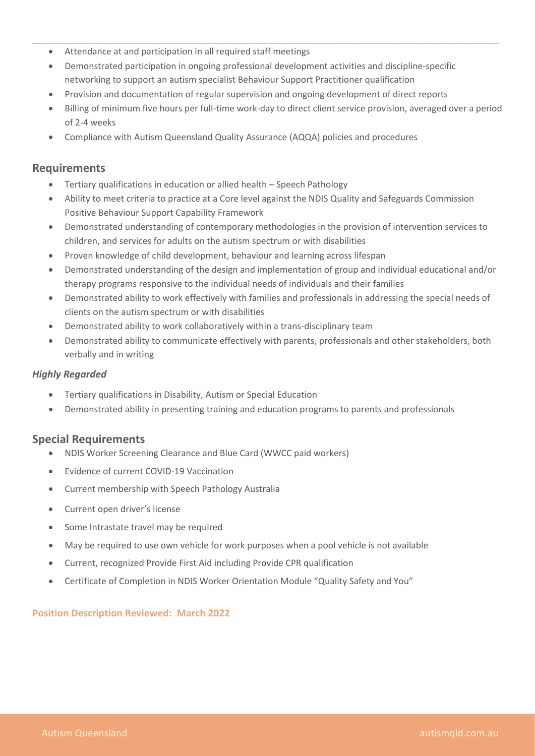- Attendance at and participation in all required staff meetings
- Demonstrated participation in ongoing professional development activities and discipline-specific networking to support an autism specialist Behaviour Support Practitioner qualification
- Provision and documentation of regular supervision and ongoing development of direct reports
- Billing of minimum five hours per full-time work-day to direct client service provision, averaged over a period of 2-4 weeks
- Compliance with Autism Queensland Quality Assurance (AQQA) policies and procedures

## Requirements

- Tertiary qualifications in education or allied health – Speech Pathology
- Ability to meet criteria to practice at a Core level against the NDIS Quality and Safeguards Commission Positive Behaviour Support Capability Framework
- Demonstrated understanding of contemporary methodologies in the provision of intervention services to children, and services for adults on the autism spectrum or with disabilities
- Proven knowledge of child development, behaviour and learning across lifespan
- Demonstrated understanding of the design and implementation of group and individual educational and/or therapy programs responsive to the individual needs of individuals and their families
- Demonstrated ability to work effectively with families and professionals in addressing the special needs of clients on the autism spectrum or with disabilities
- Demonstrated ability to work collaboratively within a trans-disciplinary team
- Demonstrated ability to communicate effectively with parents, professionals and other stakeholders, both verbally and in writing

### *Highly Regarded*

- Tertiary qualifications in Disability, Autism or Special Education
- Demonstrated ability in presenting training and education programs to parents and professionals

## Special Requirements

- NDIS Worker Screening Clearance and Blue Card (WWCC paid workers)
- Evidence of current COVID-19 Vaccination
- Current membership with Speech Pathology Australia
- Current open driver's license
- Some Intrastate travel may be required
- May be required to use own vehicle for work purposes when a pool vehicle is not available
- Current, recognized Provide First Aid including Provide CPR qualification
- Certificate of Completion in NDIS Worker Orientation Module "Quality Safety and You"

**Position Description Reviewed: March 2022**